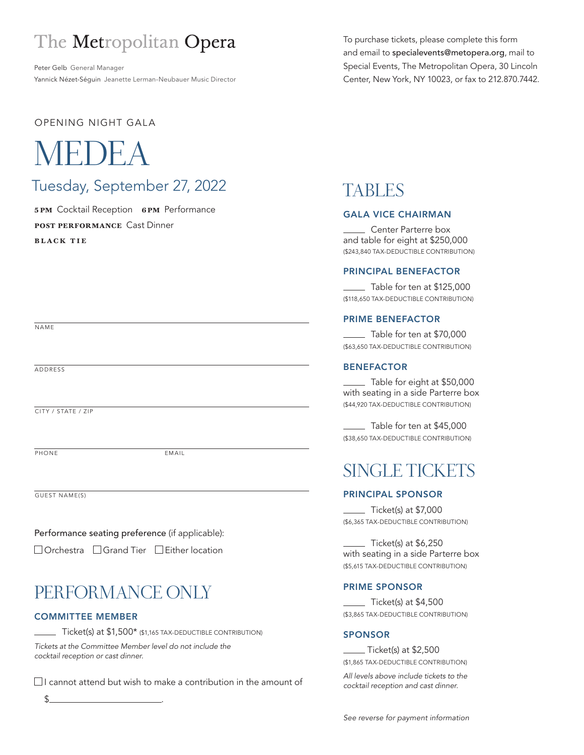# The Metropolitan Opera

Peter Gelb General Manager
Yannick Nézet-Séguin Jeanette Lerman-Neubauer Music Director

To purchase tickets, please complete this form and email to specialevents@metopera.org, mail to Special Events, The Metropolitan Opera, 30 Lincoln Center, New York, NY 10023, or fax to 212.870.7442.

OPENING NIGHT GALA

# MEDEA

## Tuesday, September 27, 2022

**5 PM** Cocktail Reception **6 PM** Performance
**POST PERFORMANCE** Cast Dinner
**BLACK TIE**

NAME

ADDRESS

CITY / STATE / ZIP

PHONE EMAIL

GUEST NAME(S)

Performance seating preference (if applicable):

☐ Orchestra ☐ Grand Tier ☐ Either location

## PERFORMANCE ONLY

### COMMITTEE MEMBER

_____ Ticket(s) at $1,500* ($1,165 TAX-DEDUCTIBLE CONTRIBUTION)

*Tickets at the Committee Member level do not include the cocktail reception or cast dinner.*

☐ I cannot attend but wish to make a contribution in the amount of

$________________________.

## TABLES

### GALA VICE CHAIRMAN

_____ Center Parterre box and table for eight at $250,000
($243,840 TAX-DEDUCTIBLE CONTRIBUTION)

### PRINCIPAL BENEFACTOR

_____ Table for ten at $125,000
($118,650 TAX-DEDUCTIBLE CONTRIBUTION)

### PRIME BENEFACTOR

_____ Table for ten at $70,000
($63,650 TAX-DEDUCTIBLE CONTRIBUTION)

### BENEFACTOR

_____ Table for eight at $50,000 with seating in a side Parterre box
($44,920 TAX-DEDUCTIBLE CONTRIBUTION)

_____ Table for ten at $45,000
($38,650 TAX-DEDUCTIBLE CONTRIBUTION)

## SINGLE TICKETS

### PRINCIPAL SPONSOR

_____ Ticket(s) at $7,000
($6,365 TAX-DEDUCTIBLE CONTRIBUTION)

_____ Ticket(s) at $6,250 with seating in a side Parterre box
($5,615 TAX-DEDUCTIBLE CONTRIBUTION)

### PRIME SPONSOR

_____ Ticket(s) at $4,500
($3,865 TAX-DEDUCTIBLE CONTRIBUTION)

### SPONSOR

_____ Ticket(s) at $2,500
($1,865 TAX-DEDUCTIBLE CONTRIBUTION)

*All levels above include tickets to the cocktail reception and cast dinner.*

*See reverse for payment information*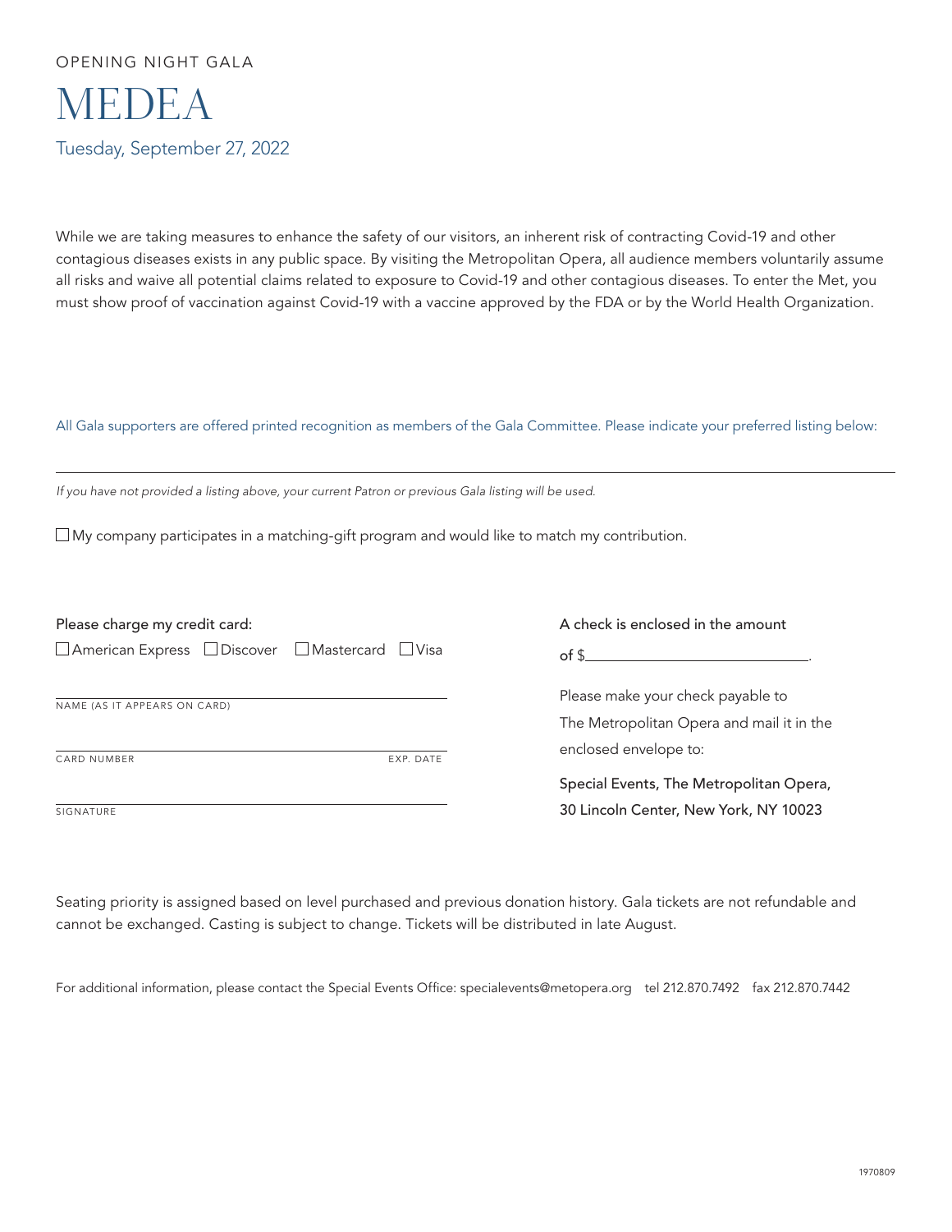OPENING NIGHT GALA

# MEDEA

Tuesday, September 27, 2022

While we are taking measures to enhance the safety of our visitors, an inherent risk of contracting Covid-19 and other contagious diseases exists in any public space. By visiting the Metropolitan Opera, all audience members voluntarily assume all risks and waive all potential claims related to exposure to Covid-19 and other contagious diseases. To enter the Met, you must show proof of vaccination against Covid-19 with a vaccine approved by the FDA or by the World Health Organization.

All Gala supporters are offered printed recognition as members of the Gala Committee. Please indicate your preferred listing below:

______________________________________________________________________

*If you have not provided a listing above, your current Patron or previous Gala listing will be used.*

☐ My company participates in a matching-gift program and would like to match my contribution.

Please charge my credit card:

☐ American Express ☐ Discover ☐ Mastercard ☐ Visa

______________________________
NAME (AS IT APPEARS ON CARD)

______________________________
CARD NUMBER EXP. DATE

______________________________
SIGNATURE

A check is enclosed in the amount of $______________________.

Please make your check payable to The Metropolitan Opera and mail it in the enclosed envelope to:

Special Events, The Metropolitan Opera, 30 Lincoln Center, New York, NY 10023

Seating priority is assigned based on level purchased and previous donation history. Gala tickets are not refundable and cannot be exchanged. Casting is subject to change. Tickets will be distributed in late August.

For additional information, please contact the Special Events Office: specialevents@metopera.org tel 212.870.7492 fax 212.870.7442

1970809